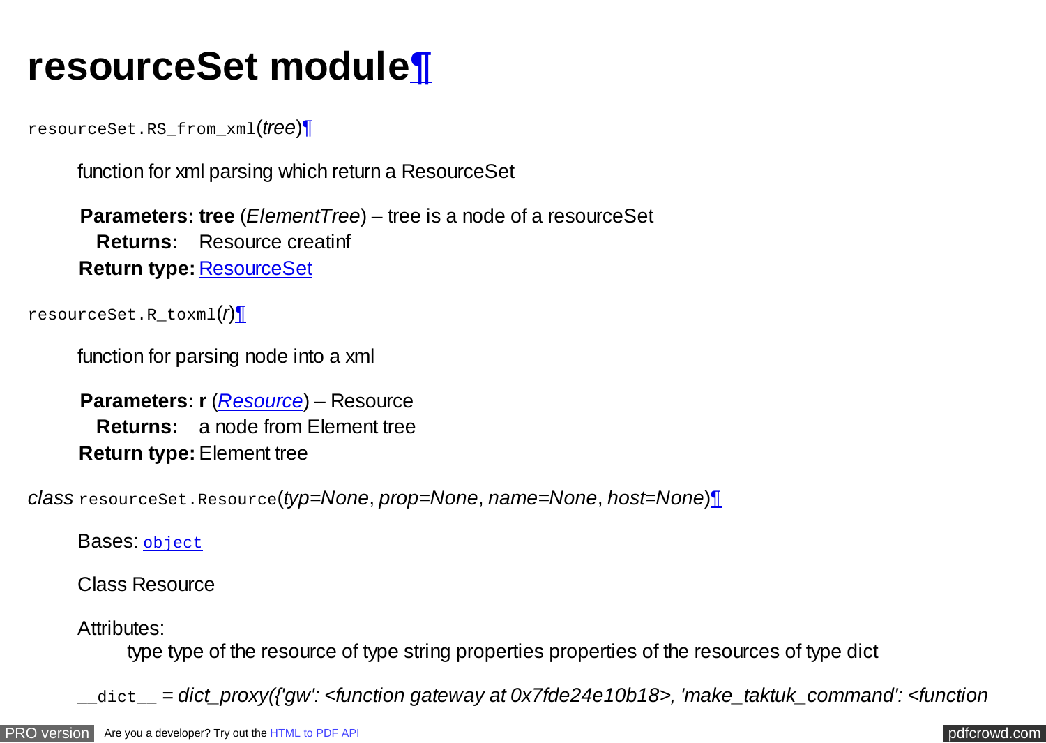# resourceSet module

`resourceSet.RS_from_xml`(*tree*)

function for xml parsing which return a ResourceSet

**Parameters:** **tree** (*ElementTree*) – tree is a node of a resourceSet
**Returns:** Resource creatinf
**Return type:** ResourceSet

`resourceSet.R_toxml`(*r*)

function for parsing node into a xml

**Parameters:** **r** (*Resource*) – Resource
**Returns:** a node from Element tree
**Return type:** Element tree

*class* `resourceSet.Resource`(*typ=None*, *prop=None*, *name=None*, *host=None*)

Bases: `object`

Class Resource

Attributes:
type type of the resource of type string properties properties of the resources of type dict

`__dict__` *= dict_proxy({'gw': <function gateway at 0x7fde24e10b18>, 'make_taktuk_command': <function*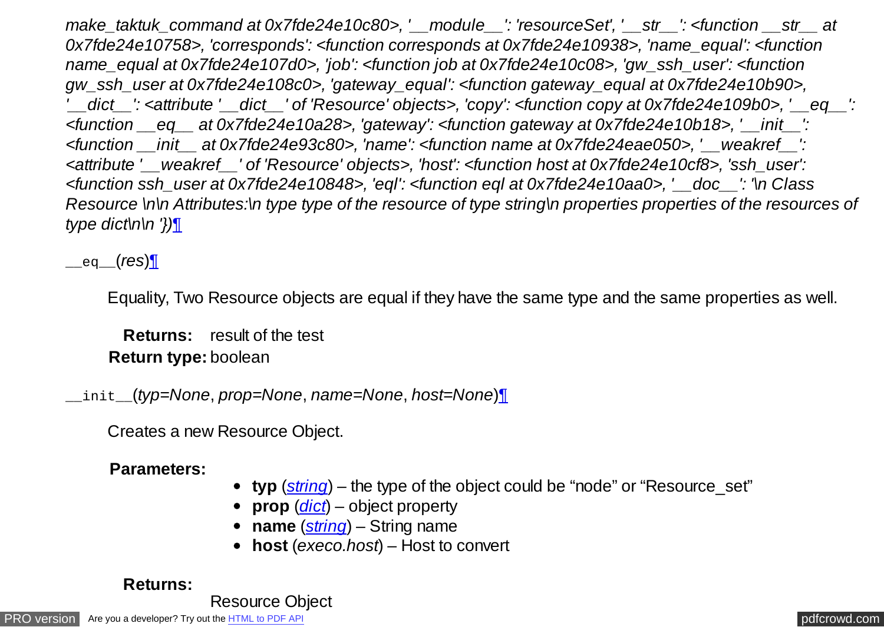*make_taktuk_command at 0x7fde24e10c80>, '__module__': 'resourceSet', '__str__': <function __str__ at 0x7fde24e10758>, 'corresponds': <function corresponds at 0x7fde24e10938>, 'name_equal': <function name_equal at 0x7fde24e107d0>, 'job': <function job at 0x7fde24e10c08>, 'gw_ssh_user': <function gw_ssh_user at 0x7fde24e108c0>, 'gateway_equal': <function gateway_equal at 0x7fde24e10b90>, '__dict__': <attribute '__dict__' of 'Resource' objects>, 'copy': <function copy at 0x7fde24e109b0>, '__eq__': <function __eq__ at 0x7fde24e10a28>, 'gateway': <function gateway at 0x7fde24e10b18>, '__init__': <function __init__ at 0x7fde24e93c80>, 'name': <function name at 0x7fde24eae050>, '__weakref__': <attribute '__weakref__' of 'Resource' objects>, 'host': <function host at 0x7fde24e10cf8>, 'ssh_user': <function ssh_user at 0x7fde24e10848>, 'eql': <function eql at 0x7fde24e10aa0>, '__doc__': '\n Class Resource \n\n Attributes:\n type type of the resource of type string\n properties properties of the resources of type dict\n\n '})*¶

`__eq__`(*res*)¶

Equality, Two Resource objects are equal if they have the same type and the same properties as well.

**Returns:** result of the test

**Return type:** boolean

`__init__`(*typ=None*, *prop=None*, *name=None*, *host=None*)¶

Creates a new Resource Object.

**Parameters:**

- **typ** (*string*) – the type of the object could be "node" or "Resource_set"
- **prop** (*dict*) – object property
- **name** (*string*) – String name
- **host** (*execo.host*) – Host to convert

**Returns:**

Resource Object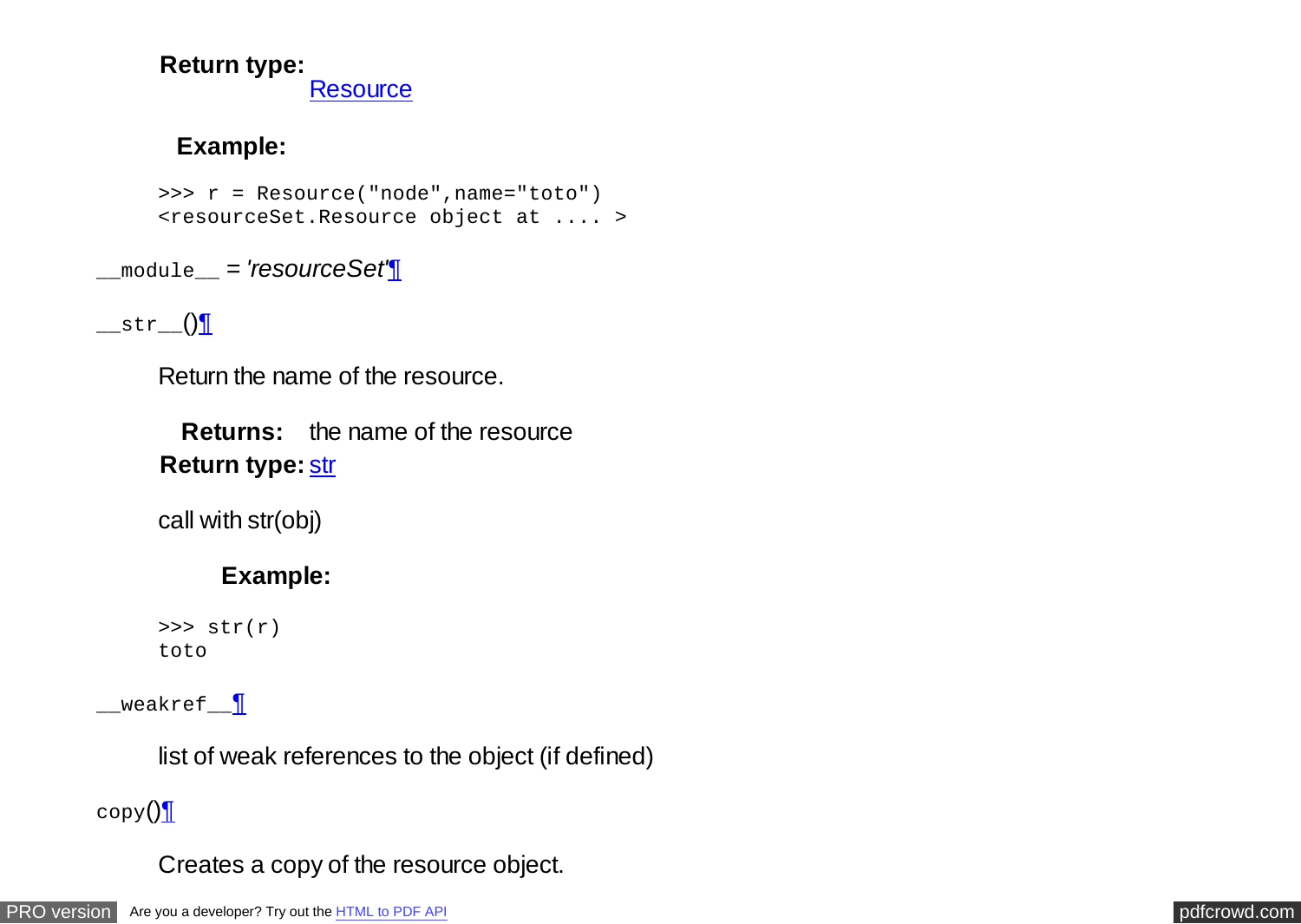**Return type:**
[Resource](#)

**Example:**

```
>>> r = Resource("node",name="toto")
<resourceSet.Resource object at .... >
```

`__module__` = *'resourceSet'*¶

`__str__()`¶

Return the name of the resource.

**Returns:** the name of the resource

**Return type:** str

call with str(obj)

**Example:**

```
>>> str(r)
toto
```

`__weakref__`¶

list of weak references to the object (if defined)

`copy()`¶

Creates a copy of the resource object.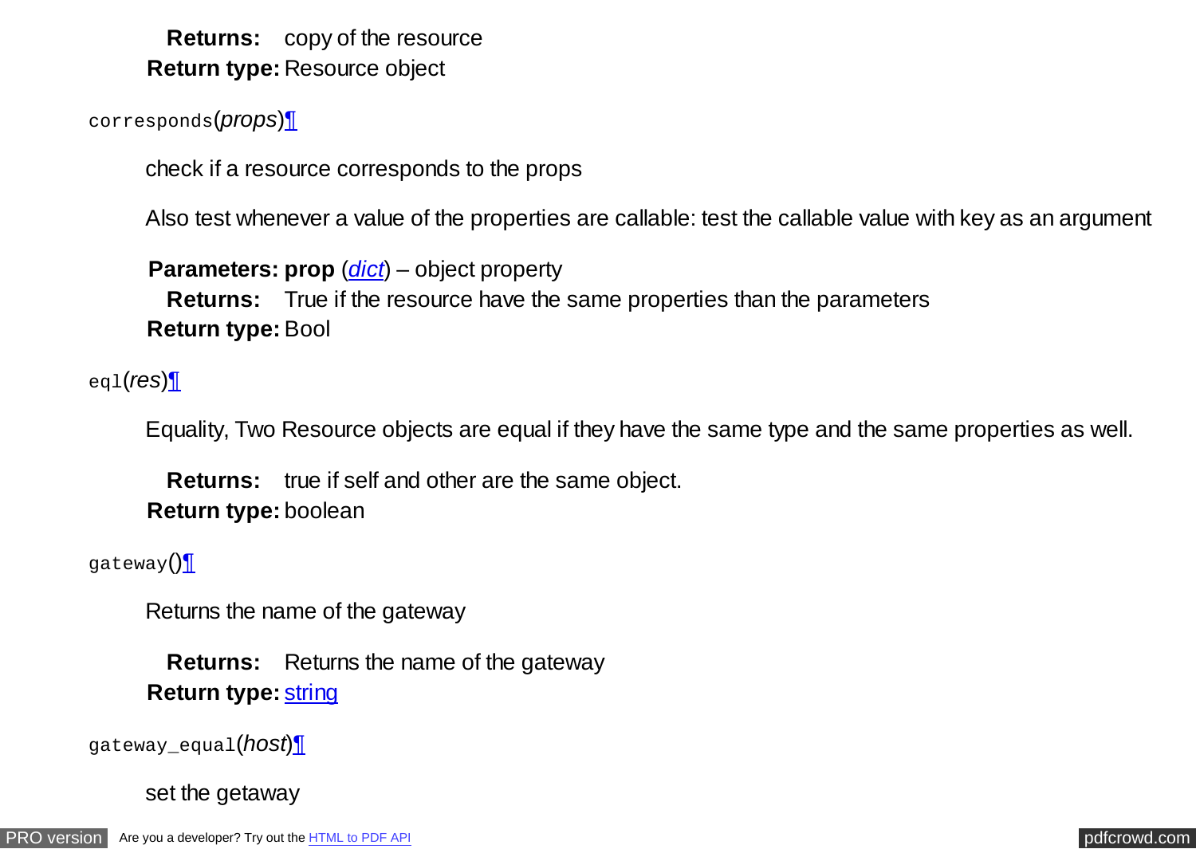**Returns:** copy of the resource

**Return type:** Resource object

`corresponds`(*props*)

check if a resource corresponds to the props

Also test whenever a value of the properties are callable: test the callable value with key as an argument

**Parameters:** **prop** (*dict*) – object property

**Returns:** True if the resource have the same properties than the parameters

**Return type:** Bool

`eql`(*res*)

Equality, Two Resource objects are equal if they have the same type and the same properties as well.

**Returns:** true if self and other are the same object.

**Return type:** boolean

`gateway`()

Returns the name of the gateway

**Returns:** Returns the name of the gateway

**Return type:** string

`gateway_equal`(*host*)

set the getaway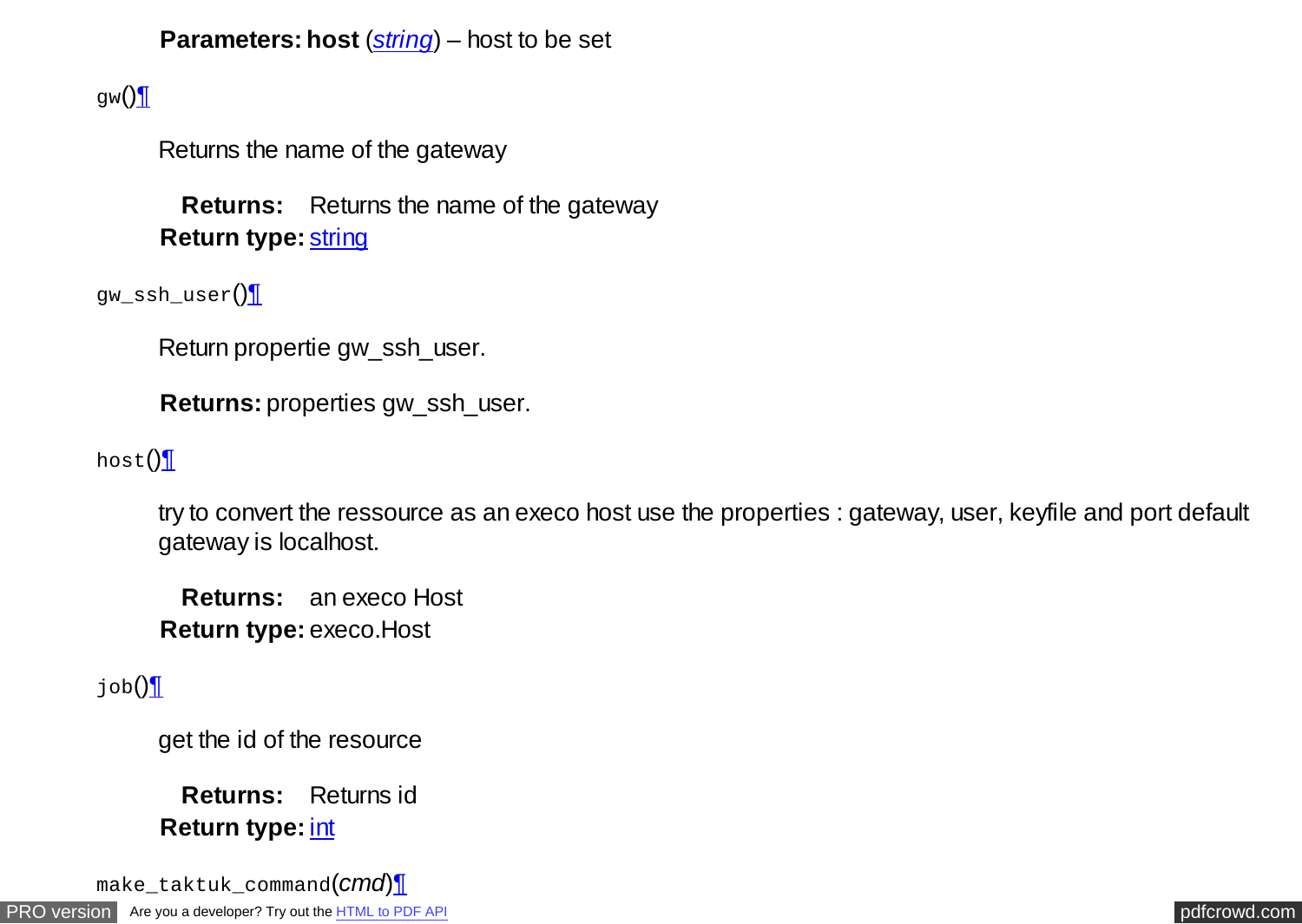**Parameters:** **host** (*string*) – host to be set

`gw()`¶

Returns the name of the gateway

**Returns:** Returns the name of the gateway
**Return type:** string

`gw_ssh_user()`¶

Return propertie gw_ssh_user.

**Returns:** properties gw_ssh_user.

`host()`¶

try to convert the ressource as an execo host use the properties : gateway, user, keyfile and port default gateway is localhost.

**Returns:** an execo Host
**Return type:** execo.Host

`job()`¶

get the id of the resource

**Returns:** Returns id
**Return type:** int

`make_taktuk_command(`*cmd*`)`¶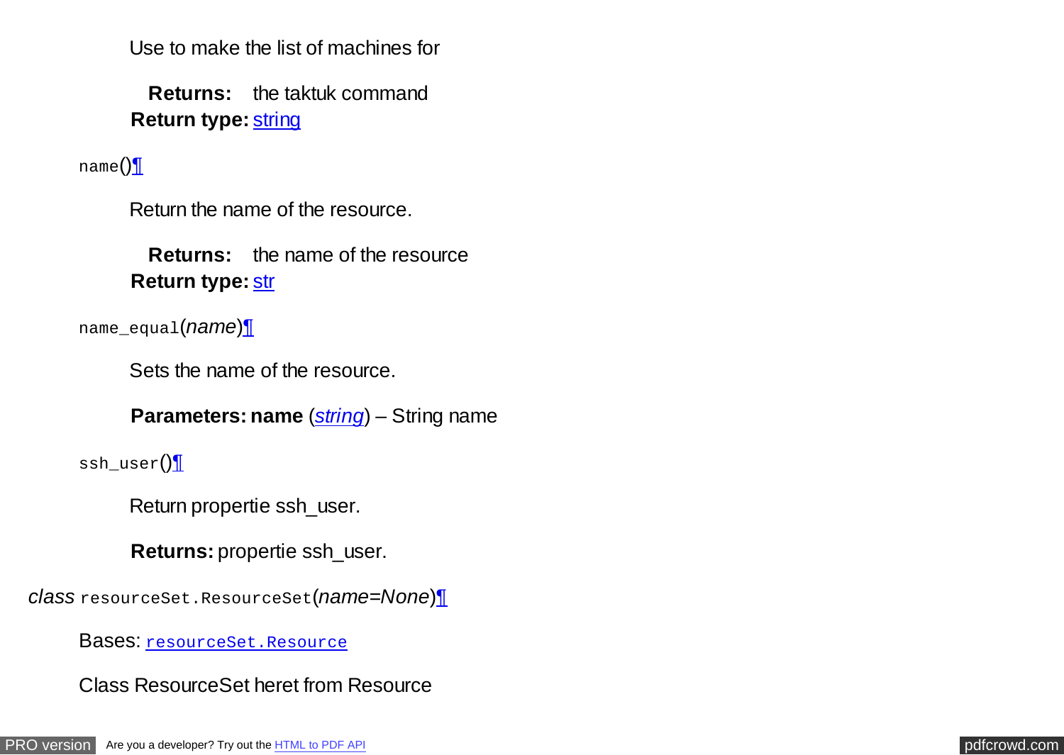Use to make the list of machines for

**Returns:** the taktuk command

**Return type:** string

`name()`¶

Return the name of the resource.

**Returns:** the name of the resource

**Return type:** str

`name_equal`(*name*)¶

Sets the name of the resource.

**Parameters:** **name** (*string*) – String name

`ssh_user()`¶

Return propertie ssh_user.

**Returns:** propertie ssh_user.

*class* `resourceSet.ResourceSet`(*name=None*)¶

Bases: `resourceSet.Resource`

Class ResourceSet heret from Resource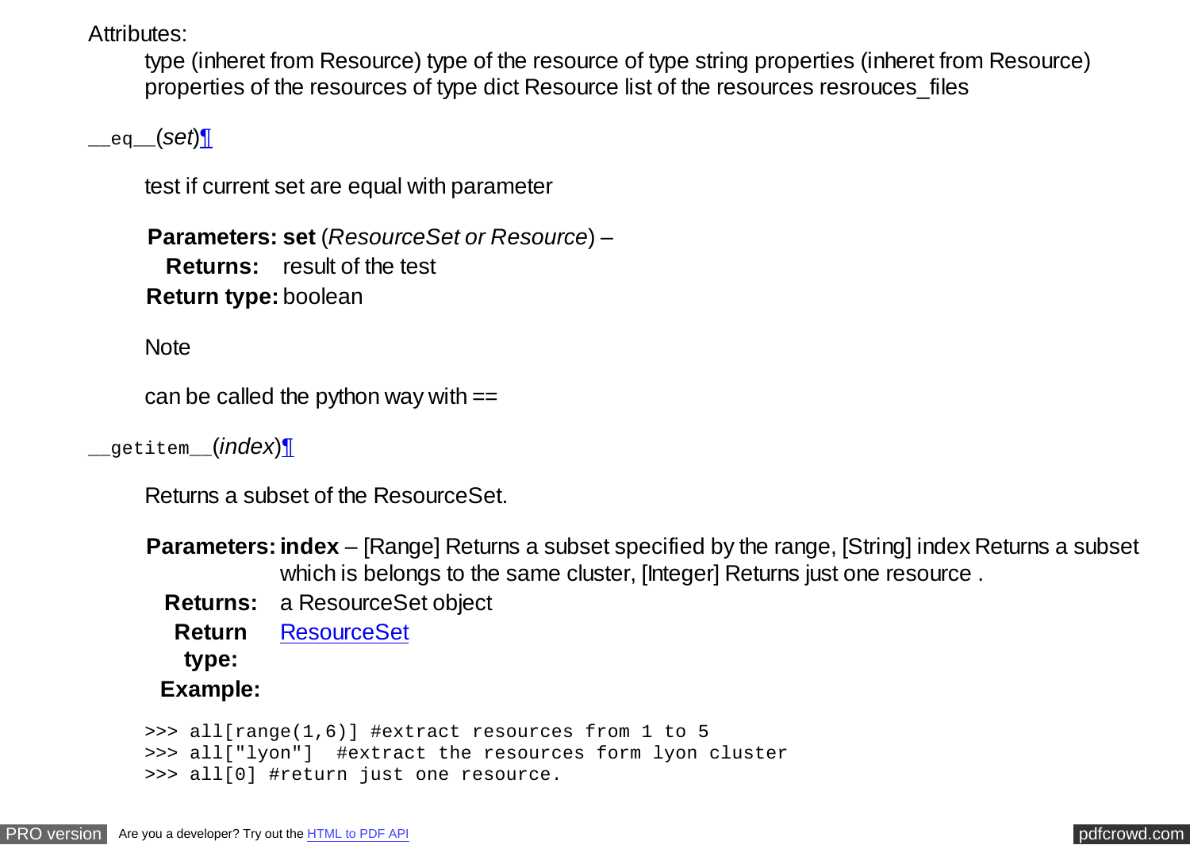Attributes:

type (inheret from Resource) type of the resource of type string properties (inheret from Resource) properties of the resources of type dict Resource list of the resources resrouces_files

`__eq__`(*set*)¶

test if current set are equal with parameter

**Parameters:** **set** (*ResourceSet or Resource*) –
**Returns:** result of the test
**Return type:** boolean

Note

can be called the python way with ==

`__getitem__`(*index*)¶

Returns a subset of the ResourceSet.

**Parameters:** **index** – [Range] Returns a subset specified by the range, [String] index Returns a subset which is belongs to the same cluster, [Integer] Returns just one resource .
**Returns:** a ResourceSet object
**Return type:** ResourceSet
**Example:**

```
>>> all[range(1,6)] #extract resources from 1 to 5
>>> all["lyon"]  #extract the resources form lyon cluster
>>> all[0] #return just one resource.
```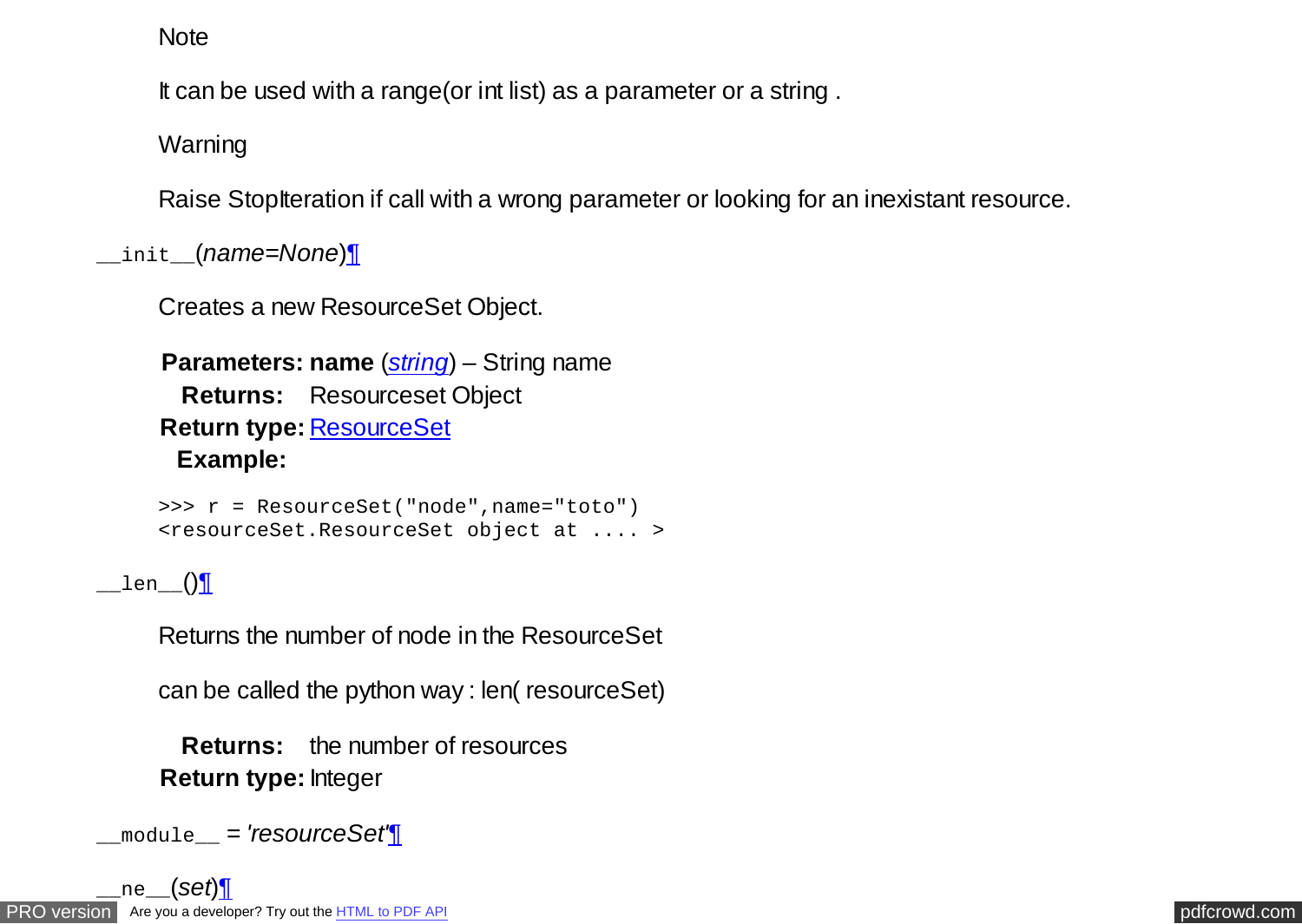Note

It can be used with a range(or int list) as a parameter or a string .

Warning

Raise StopIteration if call with a wrong parameter or looking for an inexistant resource.

`__init__`(*name=None*)¶

Creates a new ResourceSet Object.

**Parameters:** **name** (*string*) – String name

**Returns:** Resourceset Object

**Return type:** ResourceSet

**Example:**

```
>>> r = ResourceSet("node",name="toto")
<resourceSet.ResourceSet object at .... >
```

`__len__`()¶

Returns the number of node in the ResourceSet

can be called the python way : len( resourceSet)

**Returns:** the number of resources

**Return type:** Integer

`__module__` = *'resourceSet'*¶

`__ne__`(*set*)¶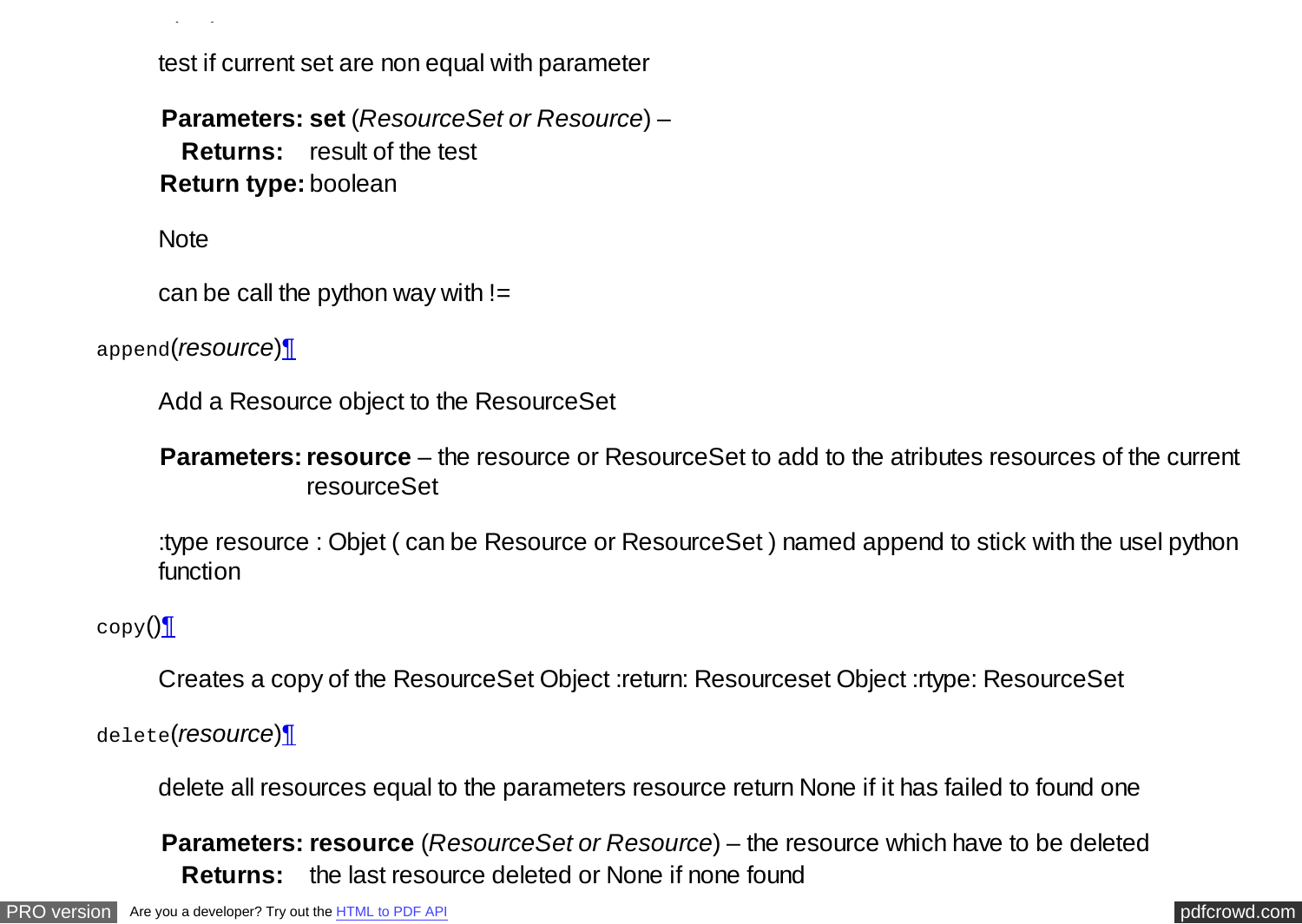test if current set are non equal with parameter

**Parameters:** **set** (*ResourceSet or Resource*) –
**Returns:** result of the test
**Return type:** boolean

Note

can be call the python way with !=

`append`(*resource*)¶

Add a Resource object to the ResourceSet

**Parameters:** **resource** – the resource or ResourceSet to add to the atributes resources of the current resourceSet

:type resource : Objet ( can be Resource or ResourceSet ) named append to stick with the usel python function

`copy`()¶

Creates a copy of the ResourceSet Object :return: Resourceset Object :rtype: ResourceSet

`delete`(*resource*)¶

delete all resources equal to the parameters resource return None if it has failed to found one

**Parameters:** **resource** (*ResourceSet or Resource*) – the resource which have to be deleted
**Returns:** the last resource deleted or None if none found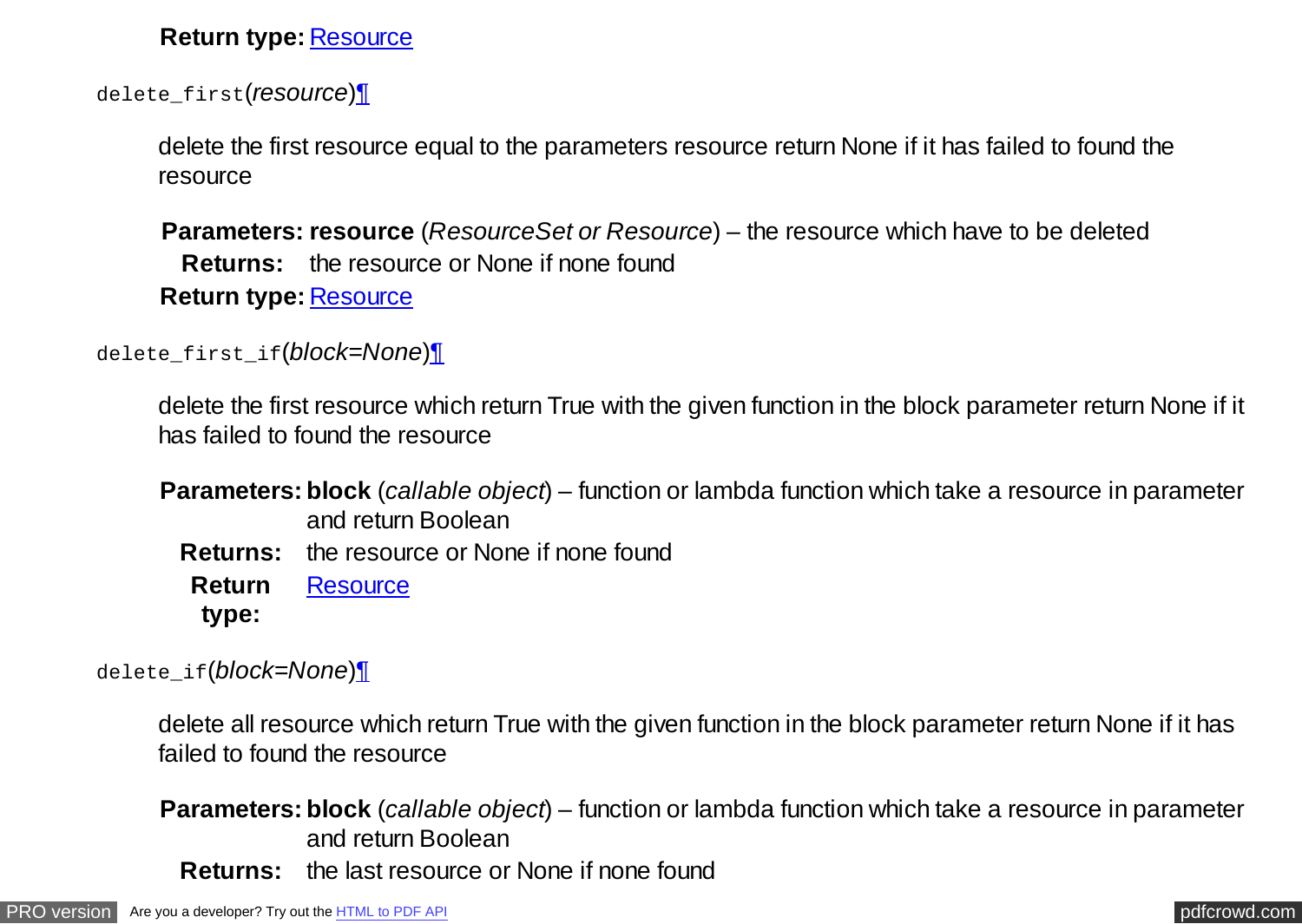**Return type:** Resource

`delete_first`(*resource*)¶

delete the first resource equal to the parameters resource return None if it has failed to found the resource

**Parameters:** **resource** (*ResourceSet or Resource*) – the resource which have to be deleted

**Returns:** the resource or None if none found

**Return type:** Resource

`delete_first_if`(*block=None*)¶

delete the first resource which return True with the given function in the block parameter return None if it has failed to found the resource

**Parameters:** **block** (*callable object*) – function or lambda function which take a resource in parameter and return Boolean

**Returns:** the resource or None if none found

**Return type:** Resource

`delete_if`(*block=None*)¶

delete all resource which return True with the given function in the block parameter return None if it has failed to found the resource

**Parameters:** **block** (*callable object*) – function or lambda function which take a resource in parameter and return Boolean

**Returns:** the last resource or None if none found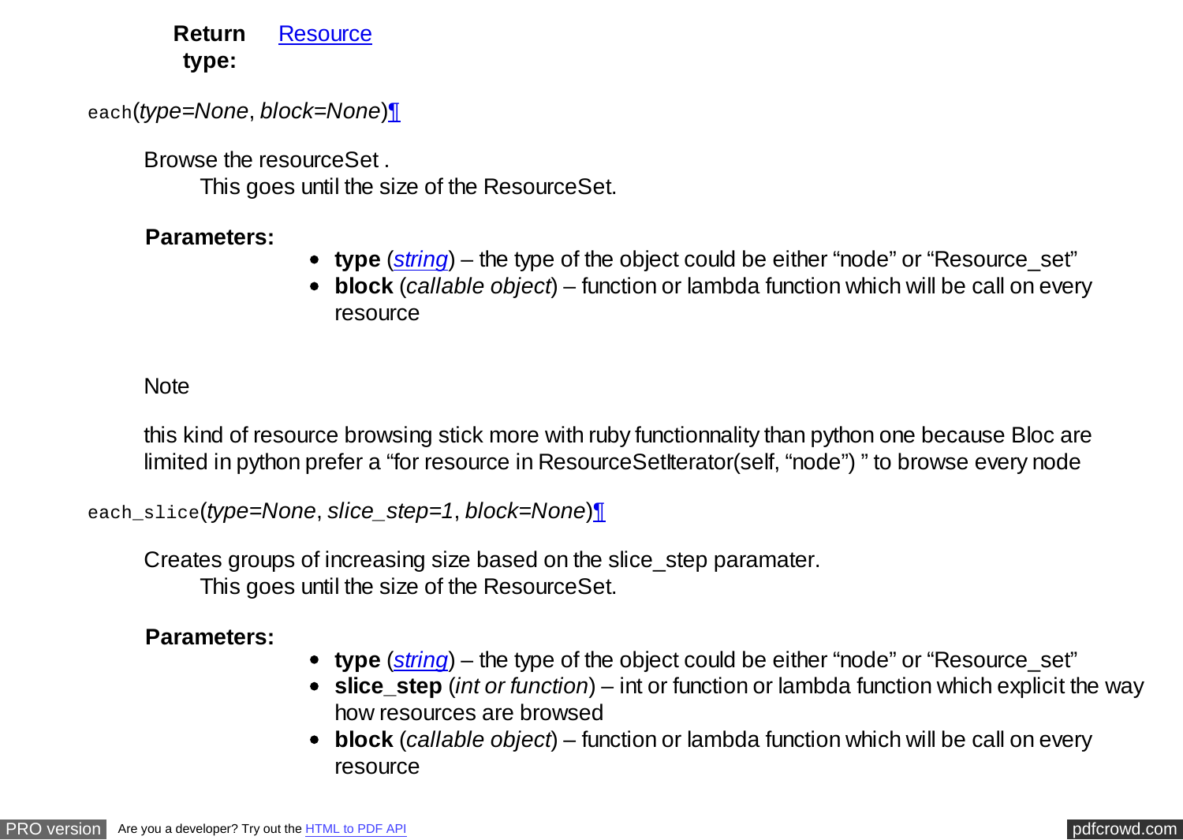**Return type:** Resource

`each`(*type=None*, *block=None*)¶

Browse the resourceSet .
    This goes until the size of the ResourceSet.

**Parameters:**

- **type** (*string*) – the type of the object could be either “node” or “Resource_set”
- **block** (*callable object*) – function or lambda function which will be call on every resource

Note

this kind of resource browsing stick more with ruby functionnality than python one because Bloc are limited in python prefer a “for resource in ResourceSetIterator(self, “node”) ” to browse every node

`each_slice`(*type=None*, *slice_step=1*, *block=None*)¶

Creates groups of increasing size based on the slice_step paramater.
    This goes until the size of the ResourceSet.

**Parameters:**

- **type** (*string*) – the type of the object could be either “node” or “Resource_set”
- **slice_step** (*int or function*) – int or function or lambda function which explicit the way how resources are browsed
- **block** (*callable object*) – function or lambda function which will be call on every resource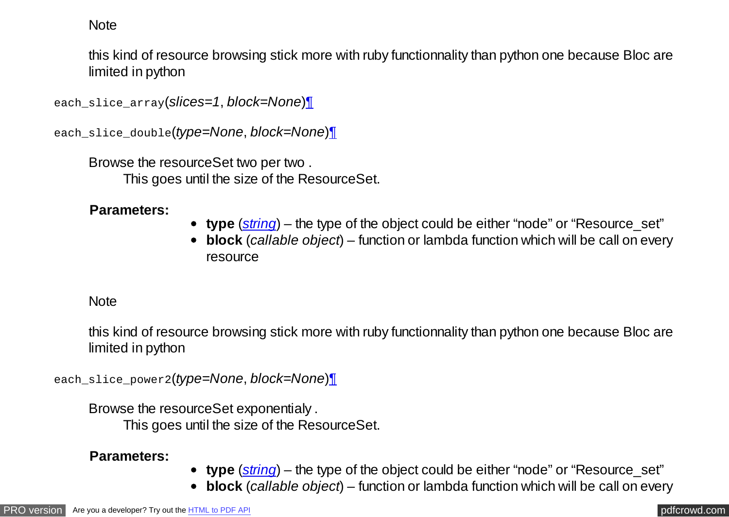Note

this kind of resource browsing stick more with ruby functionnality than python one because Bloc are limited in python

`each_slice_array`(*slices=1*, *block=None*)¶

`each_slice_double`(*type=None*, *block=None*)¶

Browse the resourceSet two per two .
This goes until the size of the ResourceSet.

**Parameters:**

- **type** (*string*) – the type of the object could be either "node" or "Resource_set"
- **block** (*callable object*) – function or lambda function which will be call on every resource

Note

this kind of resource browsing stick more with ruby functionnality than python one because Bloc are limited in python

`each_slice_power2`(*type=None*, *block=None*)¶

Browse the resourceSet exponentialy .
This goes until the size of the ResourceSet.

**Parameters:**

- **type** (*string*) – the type of the object could be either "node" or "Resource_set"
- **block** (*callable object*) – function or lambda function which will be call on every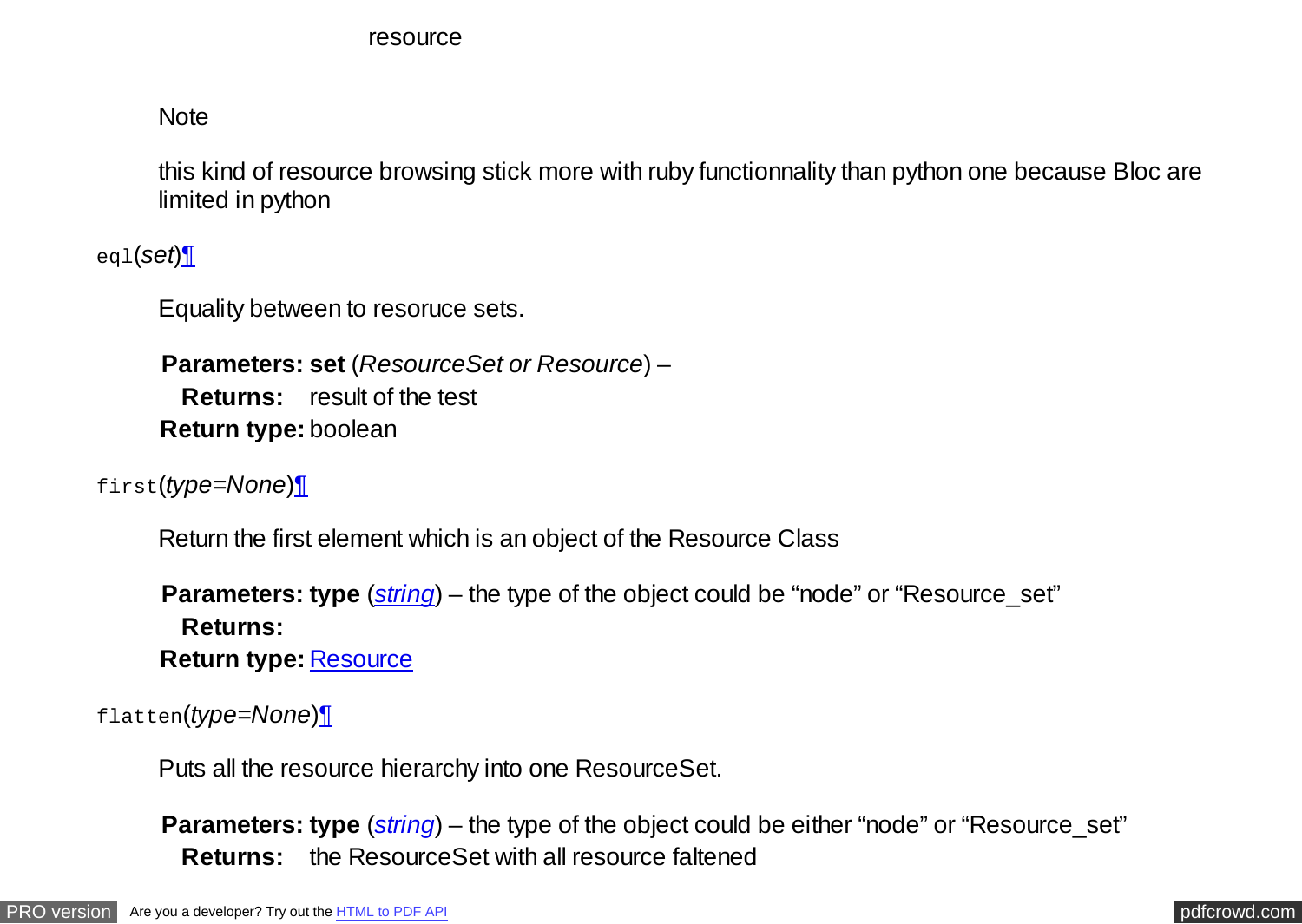resource

Note

this kind of resource browsing stick more with ruby functionnality than python one because Bloc are limited in python

`eql`(*set*)¶

Equality between to resoruce sets.

**Parameters:** **set** (*ResourceSet or Resource*) –
**Returns:** result of the test
**Return type:** boolean

`first`(*type=None*)¶

Return the first element which is an object of the Resource Class

**Parameters:** **type** (*string*) – the type of the object could be “node” or “Resource_set”
**Returns:**
**Return type:** Resource

`flatten`(*type=None*)¶

Puts all the resource hierarchy into one ResourceSet.

**Parameters:** **type** (*string*) – the type of the object could be either “node” or “Resource_set”
**Returns:** the ResourceSet with all resource faltened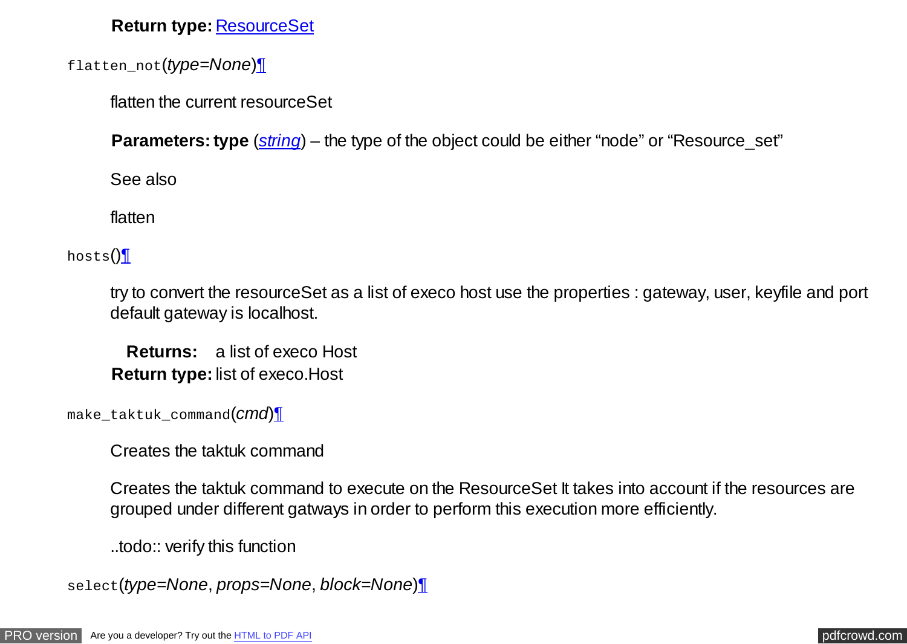**Return type:** ResourceSet

`flatten_not`(*type=None*)¶

flatten the current resourceSet

**Parameters:** **type** (*string*) – the type of the object could be either “node” or “Resource_set”

See also

flatten

`hosts`()¶

try to convert the resourceSet as a list of execo host use the properties : gateway, user, keyfile and port default gateway is localhost.

**Returns:** a list of execo Host

**Return type:** list of execo.Host

`make_taktuk_command`(*cmd*)¶

Creates the taktuk command

Creates the taktuk command to execute on the ResourceSet It takes into account if the resources are grouped under different gatways in order to perform this execution more efficiently.

..todo:: verify this function

`select`(*type=None*, *props=None*, *block=None*)¶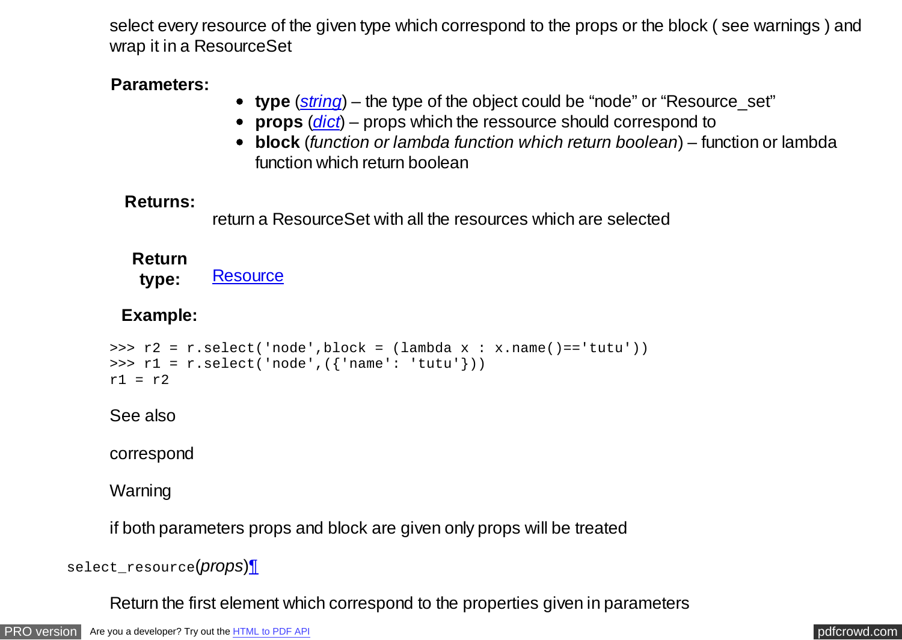select every resource of the given type which correspond to the props or the block ( see warnings ) and wrap it in a ResourceSet

**Parameters:**

- **type** (*string*) – the type of the object could be “node” or “Resource_set”
- **props** (*dict*) – props which the ressource should correspond to
- **block** (*function or lambda function which return boolean*) – function or lambda function which return boolean

**Returns:**

return a ResourceSet with all the resources which are selected

**Return type:** Resource

**Example:**

```
>>> r2 = r.select('node',block = (lambda x : x.name()=='tutu'))
>>> r1 = r.select('node',({'name': 'tutu'}))
r1 = r2
```

See also

correspond

Warning

if both parameters props and block are given only props will be treated

`select_resource`(*props*)¶

Return the first element which correspond to the properties given in parameters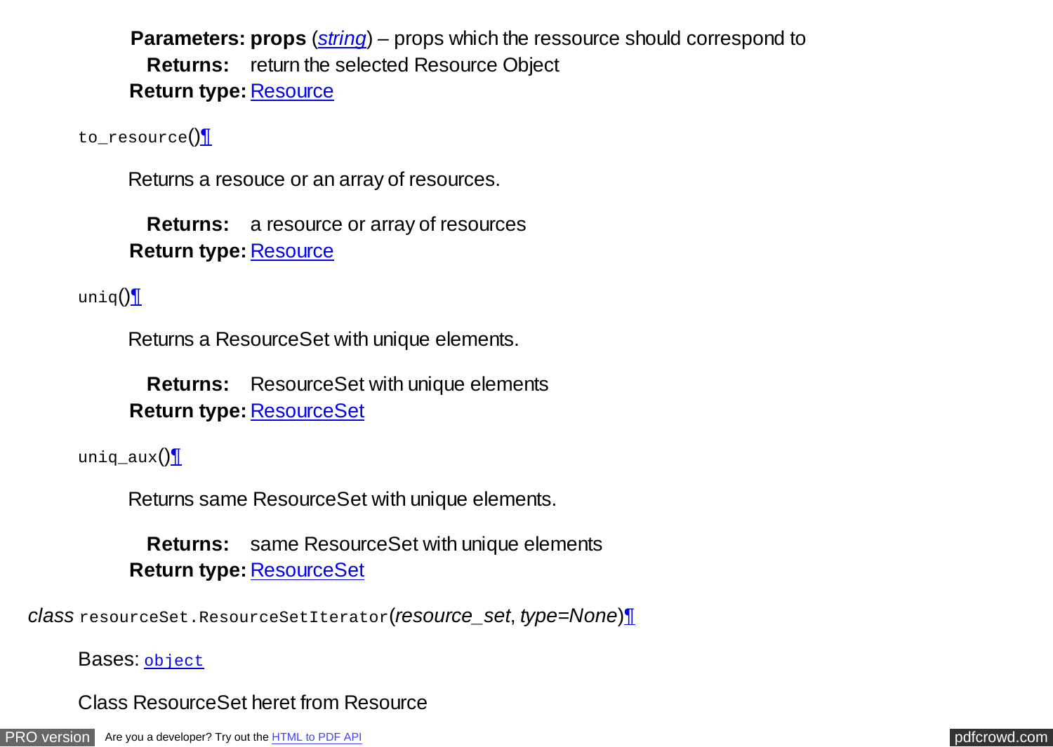**Parameters: props** (*string*) – props which the ressource should correspond to

**Returns:** return the selected Resource Object

**Return type:** Resource

`to_resource()`¶

Returns a resouce or an array of resources.

**Returns:** a resource or array of resources

**Return type:** Resource

`uniq()`¶

Returns a ResourceSet with unique elements.

**Returns:** ResourceSet with unique elements

**Return type:** ResourceSet

`uniq_aux()`¶

Returns same ResourceSet with unique elements.

**Returns:** same ResourceSet with unique elements

**Return type:** ResourceSet

*class* `resourceSet.ResourceSetIterator`(*resource_set*, *type=None*)¶

Bases: `object`

Class ResourceSet heret from Resource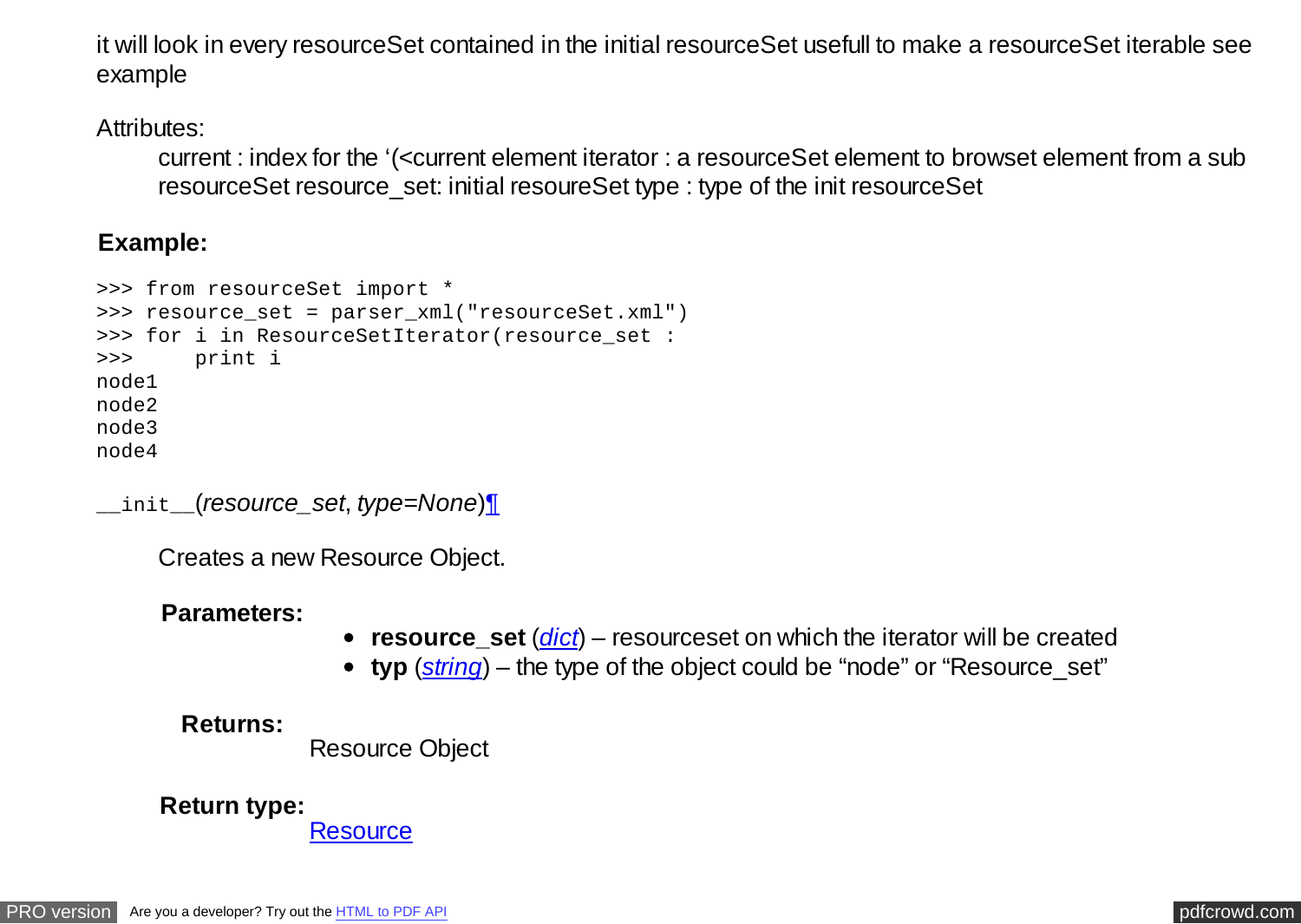it will look in every resourceSet contained in the initial resourceSet usefull to make a resourceSet iterable see example

Attributes:

current : index for the '(<current element iterator : a resourceSet element to browset element from a sub resourceSet resource_set: initial resoureSet type : type of the init resourceSet

**Example:**

```
>>> from resourceSet import *
>>> resource_set = parser_xml("resourceSet.xml")
>>> for i in ResourceSetIterator(resource_set :
>>>     print i
node1
node2
node3
node4
```

`__init__`(*resource_set*, *type=None*)¶

Creates a new Resource Object.

**Parameters:**

- **resource_set** (*dict*) – resourceset on which the iterator will be created
- **typ** (*string*) – the type of the object could be "node" or "Resource_set"

**Returns:**

Resource Object

**Return type:**

Resource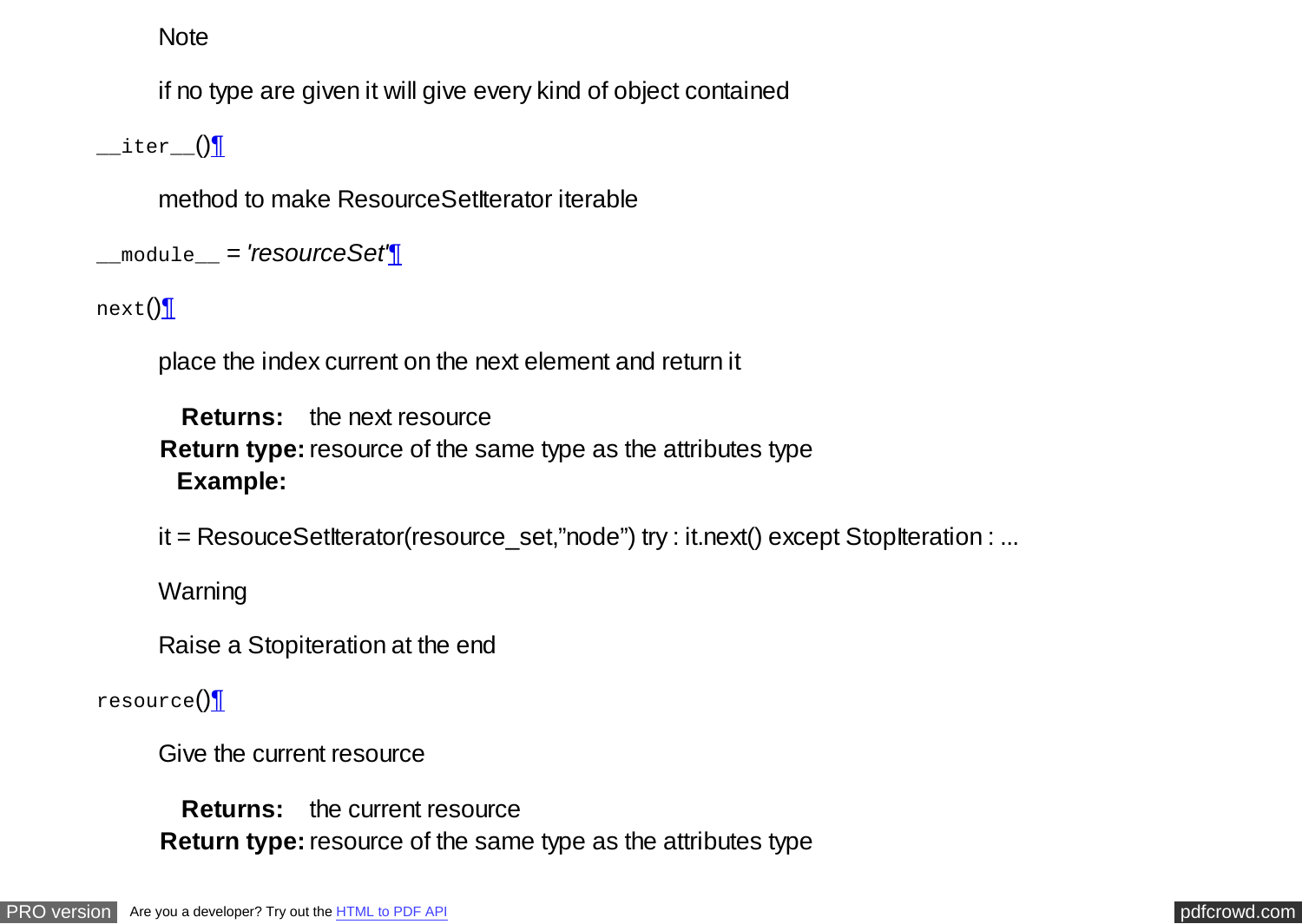Note

if no type are given it will give every kind of object contained

`__iter__`()¶

method to make ResourceSetIterator iterable

`__module__` = *'resourceSet'*¶

`next`()¶

place the index current on the next element and return it

**Returns:** the next resource
**Return type:** resource of the same type as the attributes type
**Example:**

it = ResouceSetIterator(resource_set,"node") try : it.next() except StopIteration : ...

Warning

Raise a Stopiteration at the end

`resource`()¶

Give the current resource

**Returns:** the current resource
**Return type:** resource of the same type as the attributes type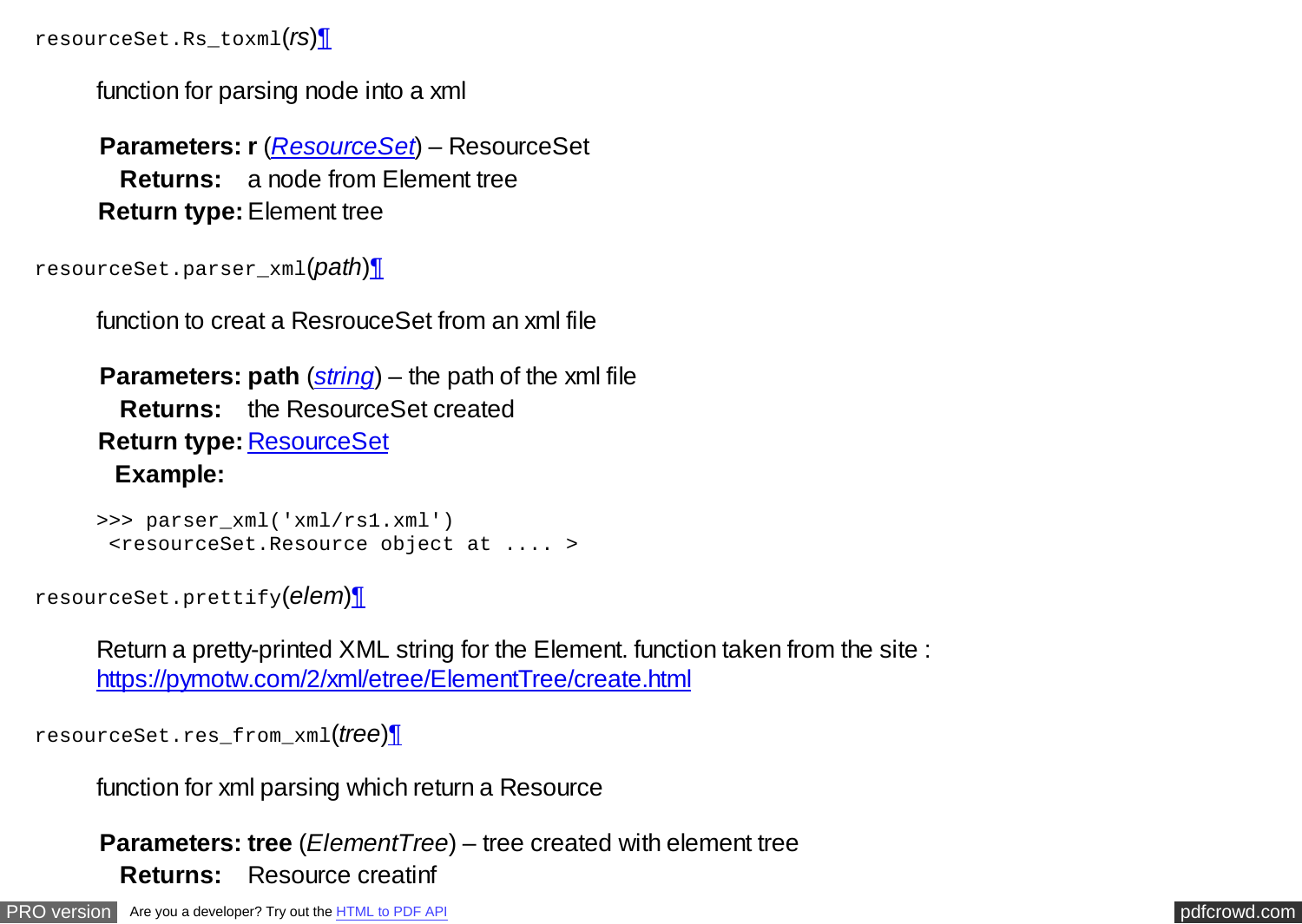`resourceSet.Rs_toxml(rs)`¶

function for parsing node into a xml

**Parameters:** **r** (*ResourceSet*) – ResourceSet
**Returns:** a node from Element tree
**Return type:** Element tree

`resourceSet.parser_xml(path)`¶

function to creat a ResrouceSet from an xml file

**Parameters:** **path** (*string*) – the path of the xml file
**Returns:** the ResourceSet created
**Return type:** ResourceSet
**Example:**

```
>>> parser_xml('xml/rs1.xml')
 <resourceSet.Resource object at .... >
```

`resourceSet.prettify(elem)`¶

Return a pretty-printed XML string for the Element. function taken from the site : https://pymotw.com/2/xml/etree/ElementTree/create.html

`resourceSet.res_from_xml(tree)`¶

function for xml parsing which return a Resource

**Parameters:** **tree** (*ElementTree*) – tree created with element tree
**Returns:** Resource creatinf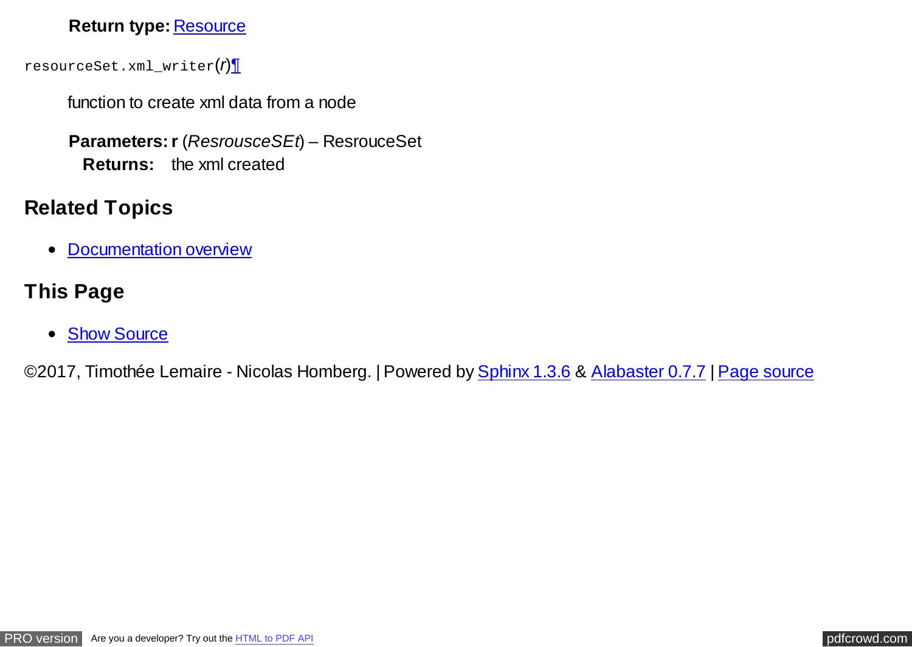**Return type:** Resource

`resourceSet.xml_writer(r)`¶

function to create xml data from a node

**Parameters:** **r** (*ResrousceSEt*) – ResrouceSet

**Returns:** the xml created

## Related Topics

- Documentation overview

## This Page

- Show Source

©2017, Timothée Lemaire - Nicolas Homberg. | Powered by Sphinx 1.3.6 & Alabaster 0.7.7 | Page source